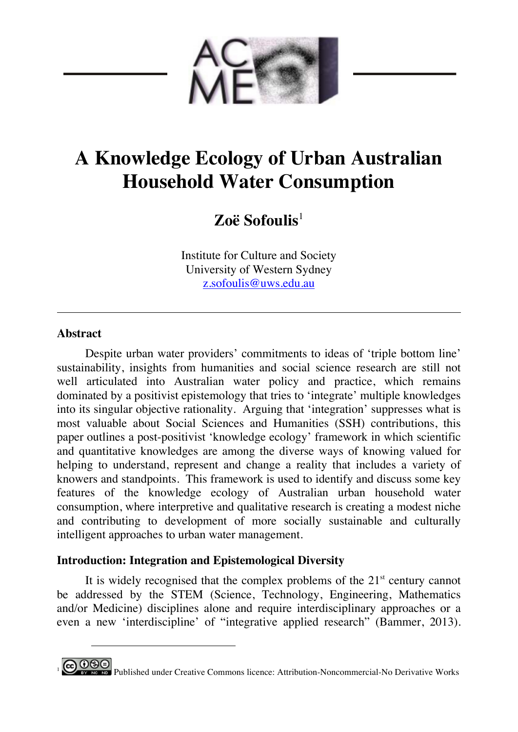# A Knowledge Ecology of Urban Australian Household Water Consumption

**Zoë Sofoulis**[1]

Institute for Culture and Society
University of Western Sydney
z.sofoulis@uws.edu.au

---

### Abstract

Despite urban water providers' commitments to ideas of 'triple bottom line' sustainability, insights from humanities and social science research are still not well articulated into Australian water policy and practice, which remains dominated by a positivist epistemology that tries to 'integrate' multiple knowledges into its singular objective rationality. Arguing that 'integration' suppresses what is most valuable about Social Sciences and Humanities (SSH) contributions, this paper outlines a post-positivist 'knowledge ecology' framework in which scientific and quantitative knowledges are among the diverse ways of knowing valued for helping to understand, represent and change a reality that includes a variety of knowers and standpoints. This framework is used to identify and discuss some key features of the knowledge ecology of Australian urban household water consumption, where interpretive and qualitative research is creating a modest niche and contributing to development of more socially sustainable and culturally intelligent approaches to urban water management.

### Introduction: Integration and Epistemological Diversity

It is widely recognised that the complex problems of the 21st century cannot be addressed by the STEM (Science, Technology, Engineering, Mathematics and/or Medicine) disciplines alone and require interdisciplinary approaches or a even a new 'interdiscipline' of "integrative applied research" (Bammer, 2013).

---

[1] Published under Creative Commons licence: Attribution-Noncommercial-No Derivative Works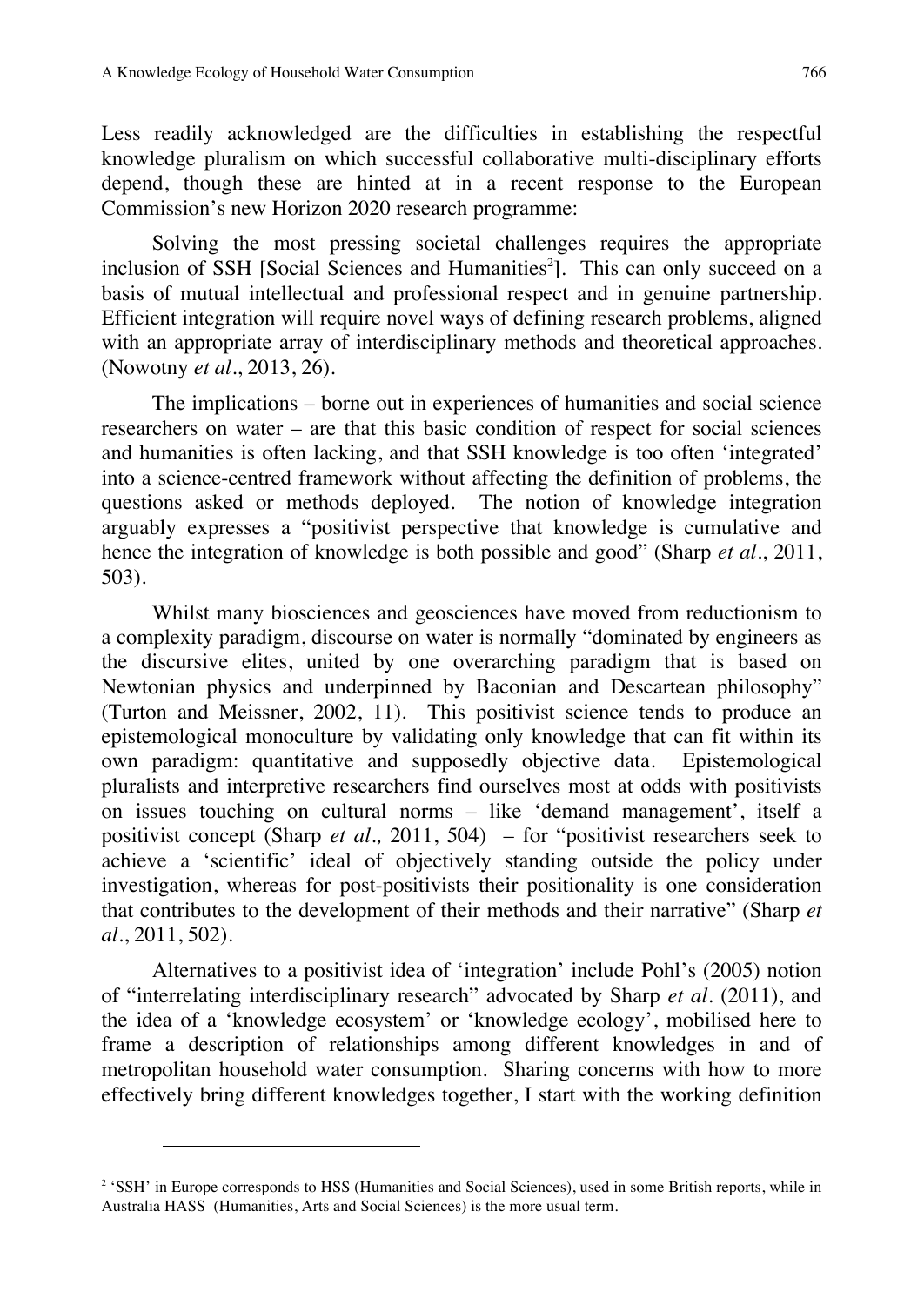Less readily acknowledged are the difficulties in establishing the respectful knowledge pluralism on which successful collaborative multi-disciplinary efforts depend, though these are hinted at in a recent response to the European Commission's new Horizon 2020 research programme:

> Solving the most pressing societal challenges requires the appropriate inclusion of SSH [Social Sciences and Humanities[2]]. This can only succeed on a basis of mutual intellectual and professional respect and in genuine partnership. Efficient integration will require novel ways of defining research problems, aligned with an appropriate array of interdisciplinary methods and theoretical approaches. (Nowotny *et al*., 2013, 26).

The implications – borne out in experiences of humanities and social science researchers on water – are that this basic condition of respect for social sciences and humanities is often lacking, and that SSH knowledge is too often 'integrated' into a science-centred framework without affecting the definition of problems, the questions asked or methods deployed. The notion of knowledge integration arguably expresses a "positivist perspective that knowledge is cumulative and hence the integration of knowledge is both possible and good" (Sharp *et al*., 2011, 503).

Whilst many biosciences and geosciences have moved from reductionism to a complexity paradigm, discourse on water is normally "dominated by engineers as the discursive elites, united by one overarching paradigm that is based on Newtonian physics and underpinned by Baconian and Descartean philosophy" (Turton and Meissner, 2002, 11). This positivist science tends to produce an epistemological monoculture by validating only knowledge that can fit within its own paradigm: quantitative and supposedly objective data. Epistemological pluralists and interpretive researchers find ourselves most at odds with positivists on issues touching on cultural norms – like 'demand management', itself a positivist concept (Sharp *et al.,* 2011, 504) – for "positivist researchers seek to achieve a 'scientific' ideal of objectively standing outside the policy under investigation, whereas for post-positivists their positionality is one consideration that contributes to the development of their methods and their narrative" (Sharp *et al*., 2011, 502).

Alternatives to a positivist idea of 'integration' include Pohl's (2005) notion of "interrelating interdisciplinary research" advocated by Sharp *et al*. (2011), and the idea of a 'knowledge ecosystem' or 'knowledge ecology', mobilised here to frame a description of relationships among different knowledges in and of metropolitan household water consumption. Sharing concerns with how to more effectively bring different knowledges together, I start with the working definition

---

[2] 'SSH' in Europe corresponds to HSS (Humanities and Social Sciences), used in some British reports, while in Australia HASS (Humanities, Arts and Social Sciences) is the more usual term.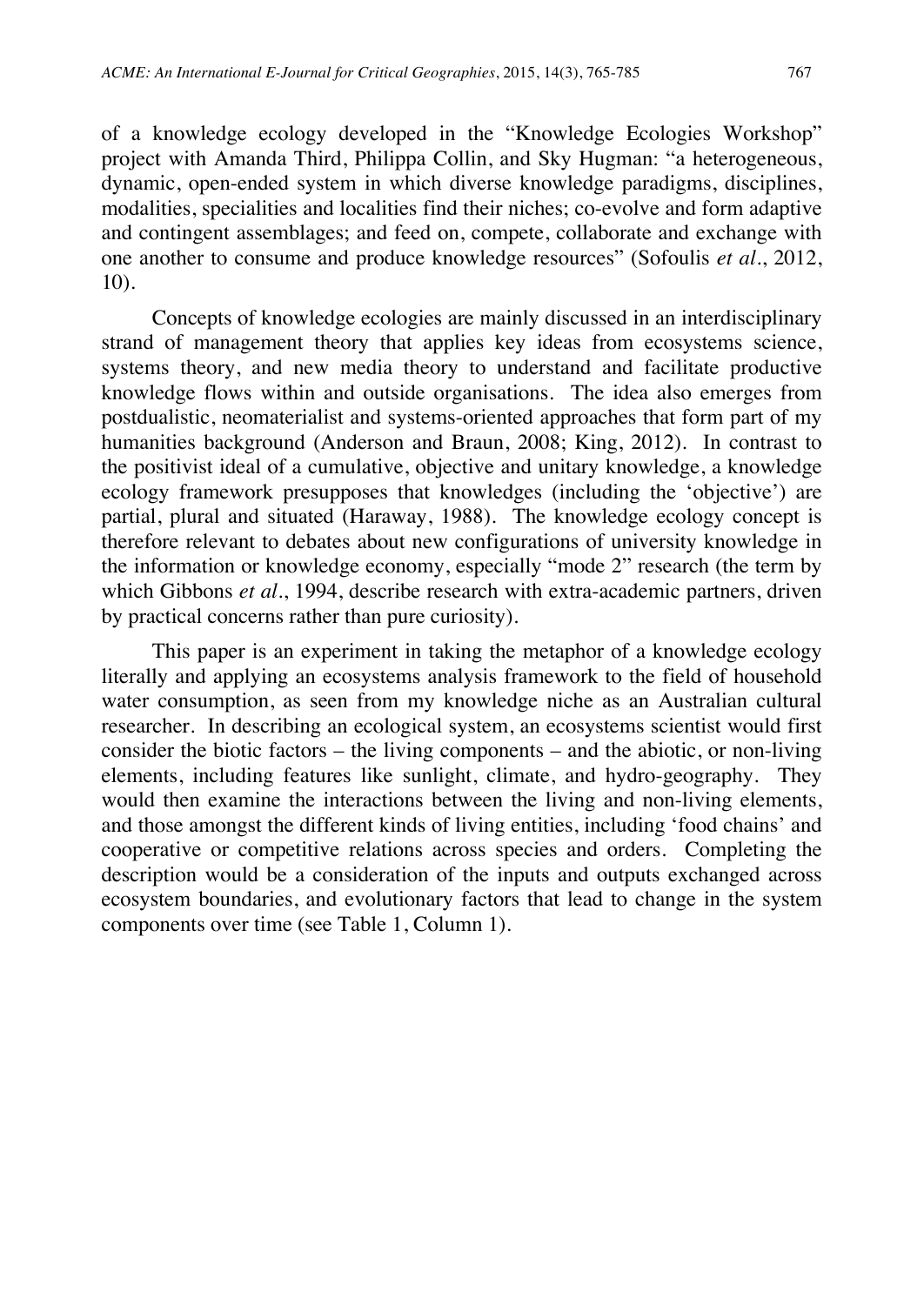of a knowledge ecology developed in the "Knowledge Ecologies Workshop" project with Amanda Third, Philippa Collin, and Sky Hugman: "a heterogeneous, dynamic, open-ended system in which diverse knowledge paradigms, disciplines, modalities, specialities and localities find their niches; co-evolve and form adaptive and contingent assemblages; and feed on, compete, collaborate and exchange with one another to consume and produce knowledge resources" (Sofoulis *et al*., 2012, 10).

Concepts of knowledge ecologies are mainly discussed in an interdisciplinary strand of management theory that applies key ideas from ecosystems science, systems theory, and new media theory to understand and facilitate productive knowledge flows within and outside organisations. The idea also emerges from postdualistic, neomaterialist and systems-oriented approaches that form part of my humanities background (Anderson and Braun, 2008; King, 2012). In contrast to the positivist ideal of a cumulative, objective and unitary knowledge, a knowledge ecology framework presupposes that knowledges (including the 'objective') are partial, plural and situated (Haraway, 1988). The knowledge ecology concept is therefore relevant to debates about new configurations of university knowledge in the information or knowledge economy, especially "mode 2" research (the term by which Gibbons *et al*., 1994, describe research with extra-academic partners, driven by practical concerns rather than pure curiosity).

This paper is an experiment in taking the metaphor of a knowledge ecology literally and applying an ecosystems analysis framework to the field of household water consumption, as seen from my knowledge niche as an Australian cultural researcher. In describing an ecological system, an ecosystems scientist would first consider the biotic factors – the living components – and the abiotic, or non-living elements, including features like sunlight, climate, and hydro-geography. They would then examine the interactions between the living and non-living elements, and those amongst the different kinds of living entities, including 'food chains' and cooperative or competitive relations across species and orders. Completing the description would be a consideration of the inputs and outputs exchanged across ecosystem boundaries, and evolutionary factors that lead to change in the system components over time (see Table 1, Column 1).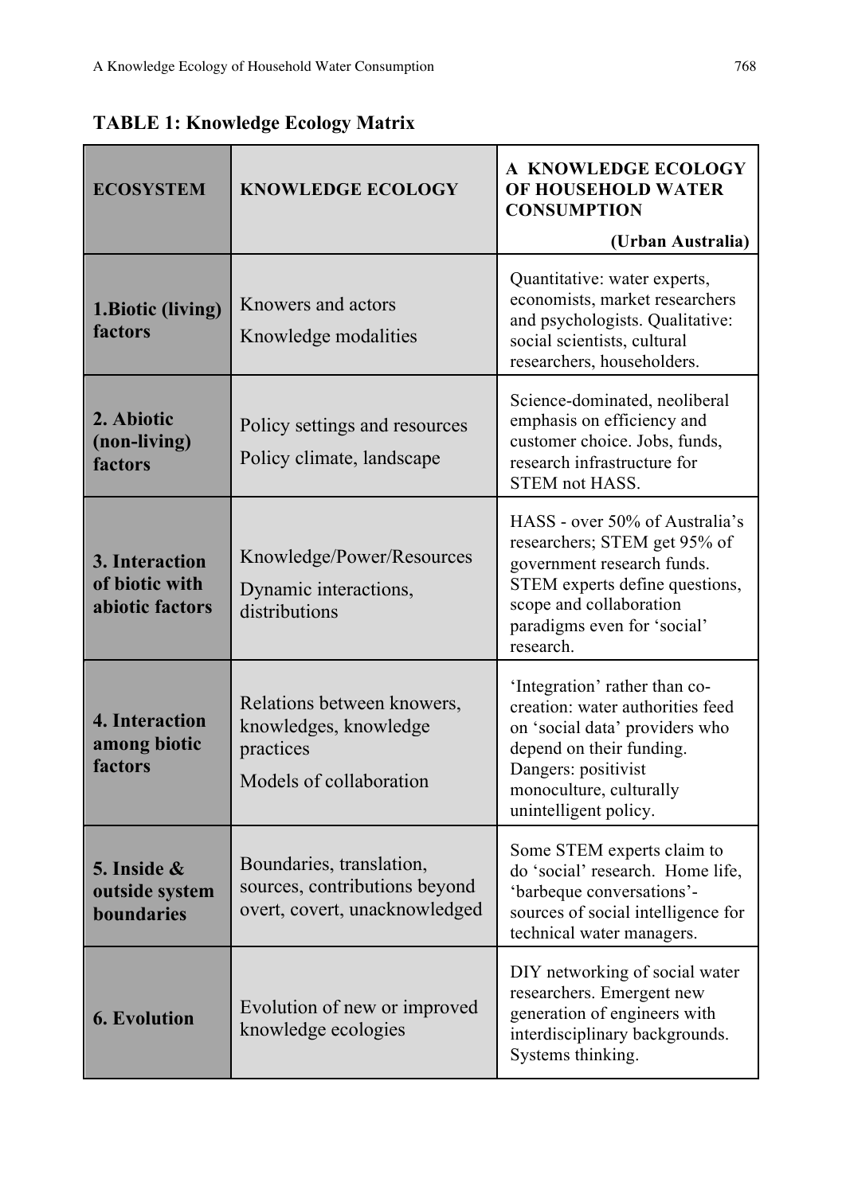**TABLE 1: Knowledge Ecology Matrix**

| ECOSYSTEM | KNOWLEDGE ECOLOGY | A KNOWLEDGE ECOLOGY OF HOUSEHOLD WATER CONSUMPTION (Urban Australia) |
|---|---|---|
| **1. Biotic (living) factors** | Knowers and actors<br>Knowledge modalities | Quantitative: water experts, economists, market researchers and psychologists. Qualitative: social scientists, cultural researchers, householders. |
| **2. Abiotic (non-living) factors** | Policy settings and resources<br>Policy climate, landscape | Science-dominated, neoliberal emphasis on efficiency and customer choice. Jobs, funds, research infrastructure for STEM not HASS. |
| **3. Interaction of biotic with abiotic factors** | Knowledge/Power/Resources<br>Dynamic interactions, distributions | HASS - over 50% of Australia's researchers; STEM get 95% of government research funds. STEM experts define questions, scope and collaboration paradigms even for 'social' research. |
| **4. Interaction among biotic factors** | Relations between knowers, knowledges, knowledge practices<br>Models of collaboration | 'Integration' rather than co-creation: water authorities feed on 'social data' providers who depend on their funding. Dangers: positivist monoculture, culturally unintelligent policy. |
| **5. Inside & outside system boundaries** | Boundaries, translation, sources, contributions beyond overt, covert, unacknowledged | Some STEM experts claim to do 'social' research. Home life, 'barbeque conversations'- sources of social intelligence for technical water managers. |
| **6. Evolution** | Evolution of new or improved knowledge ecologies | DIY networking of social water researchers. Emergent new generation of engineers with interdisciplinary backgrounds. Systems thinking. |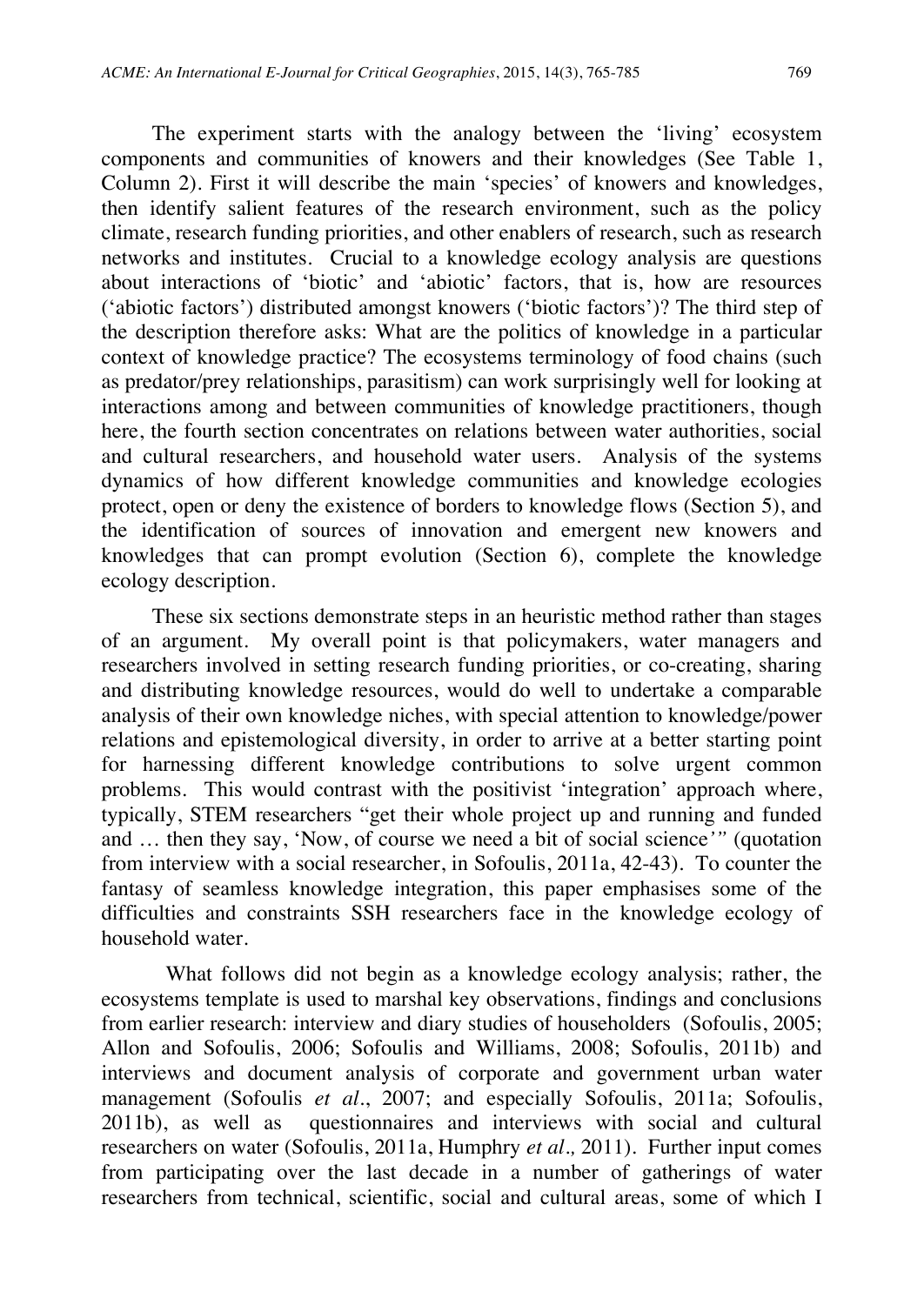The experiment starts with the analogy between the 'living' ecosystem components and communities of knowers and their knowledges (See Table 1, Column 2). First it will describe the main 'species' of knowers and knowledges, then identify salient features of the research environment, such as the policy climate, research funding priorities, and other enablers of research, such as research networks and institutes. Crucial to a knowledge ecology analysis are questions about interactions of 'biotic' and 'abiotic' factors, that is, how are resources ('abiotic factors') distributed amongst knowers ('biotic factors')? The third step of the description therefore asks: What are the politics of knowledge in a particular context of knowledge practice? The ecosystems terminology of food chains (such as predator/prey relationships, parasitism) can work surprisingly well for looking at interactions among and between communities of knowledge practitioners, though here, the fourth section concentrates on relations between water authorities, social and cultural researchers, and household water users. Analysis of the systems dynamics of how different knowledge communities and knowledge ecologies protect, open or deny the existence of borders to knowledge flows (Section 5), and the identification of sources of innovation and emergent new knowers and knowledges that can prompt evolution (Section 6), complete the knowledge ecology description.

These six sections demonstrate steps in an heuristic method rather than stages of an argument. My overall point is that policymakers, water managers and researchers involved in setting research funding priorities, or co-creating, sharing and distributing knowledge resources, would do well to undertake a comparable analysis of their own knowledge niches, with special attention to knowledge/power relations and epistemological diversity, in order to arrive at a better starting point for harnessing different knowledge contributions to solve urgent common problems. This would contrast with the positivist 'integration' approach where, typically, STEM researchers "get their whole project up and running and funded and … then they say, 'Now, of course we need a bit of social science'" (quotation from interview with a social researcher, in Sofoulis, 2011a, 42-43). To counter the fantasy of seamless knowledge integration, this paper emphasises some of the difficulties and constraints SSH researchers face in the knowledge ecology of household water.

What follows did not begin as a knowledge ecology analysis; rather, the ecosystems template is used to marshal key observations, findings and conclusions from earlier research: interview and diary studies of householders (Sofoulis, 2005; Allon and Sofoulis, 2006; Sofoulis and Williams, 2008; Sofoulis, 2011b) and interviews and document analysis of corporate and government urban water management (Sofoulis *et al*., 2007; and especially Sofoulis, 2011a; Sofoulis, 2011b), as well as questionnaires and interviews with social and cultural researchers on water (Sofoulis, 2011a, Humphry *et al.,* 2011). Further input comes from participating over the last decade in a number of gatherings of water researchers from technical, scientific, social and cultural areas, some of which I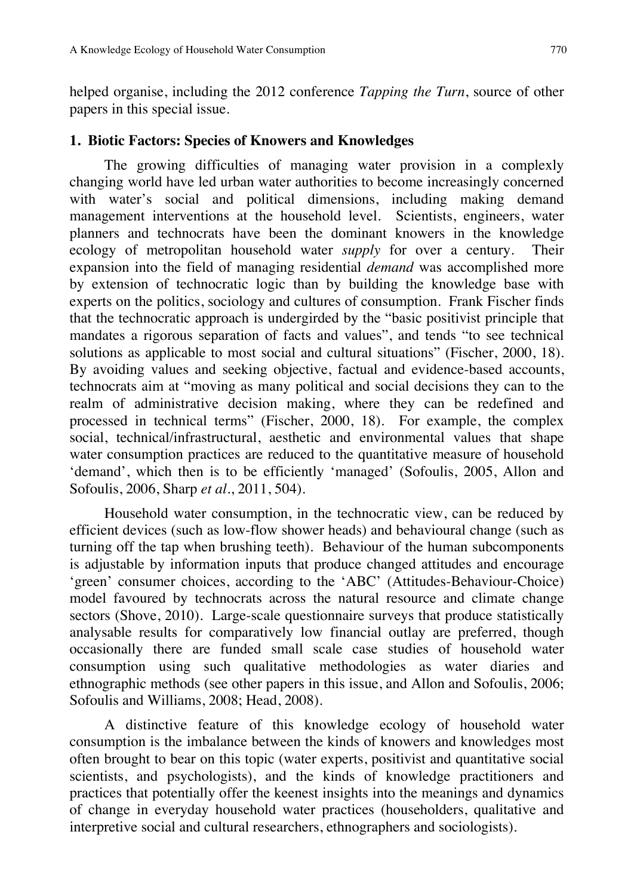helped organise, including the 2012 conference *Tapping the Turn*, source of other papers in this special issue.

## 1. Biotic Factors: Species of Knowers and Knowledges

The growing difficulties of managing water provision in a complexly changing world have led urban water authorities to become increasingly concerned with water's social and political dimensions, including making demand management interventions at the household level. Scientists, engineers, water planners and technocrats have been the dominant knowers in the knowledge ecology of metropolitan household water *supply* for over a century. Their expansion into the field of managing residential *demand* was accomplished more by extension of technocratic logic than by building the knowledge base with experts on the politics, sociology and cultures of consumption. Frank Fischer finds that the technocratic approach is undergirded by the "basic positivist principle that mandates a rigorous separation of facts and values", and tends "to see technical solutions as applicable to most social and cultural situations" (Fischer, 2000, 18). By avoiding values and seeking objective, factual and evidence-based accounts, technocrats aim at "moving as many political and social decisions they can to the realm of administrative decision making, where they can be redefined and processed in technical terms" (Fischer, 2000, 18). For example, the complex social, technical/infrastructural, aesthetic and environmental values that shape water consumption practices are reduced to the quantitative measure of household 'demand', which then is to be efficiently 'managed' (Sofoulis, 2005, Allon and Sofoulis, 2006, Sharp *et al*., 2011, 504).

Household water consumption, in the technocratic view, can be reduced by efficient devices (such as low-flow shower heads) and behavioural change (such as turning off the tap when brushing teeth). Behaviour of the human subcomponents is adjustable by information inputs that produce changed attitudes and encourage 'green' consumer choices, according to the 'ABC' (Attitudes-Behaviour-Choice) model favoured by technocrats across the natural resource and climate change sectors (Shove, 2010). Large-scale questionnaire surveys that produce statistically analysable results for comparatively low financial outlay are preferred, though occasionally there are funded small scale case studies of household water consumption using such qualitative methodologies as water diaries and ethnographic methods (see other papers in this issue, and Allon and Sofoulis, 2006; Sofoulis and Williams, 2008; Head, 2008).

A distinctive feature of this knowledge ecology of household water consumption is the imbalance between the kinds of knowers and knowledges most often brought to bear on this topic (water experts, positivist and quantitative social scientists, and psychologists), and the kinds of knowledge practitioners and practices that potentially offer the keenest insights into the meanings and dynamics of change in everyday household water practices (householders, qualitative and interpretive social and cultural researchers, ethnographers and sociologists).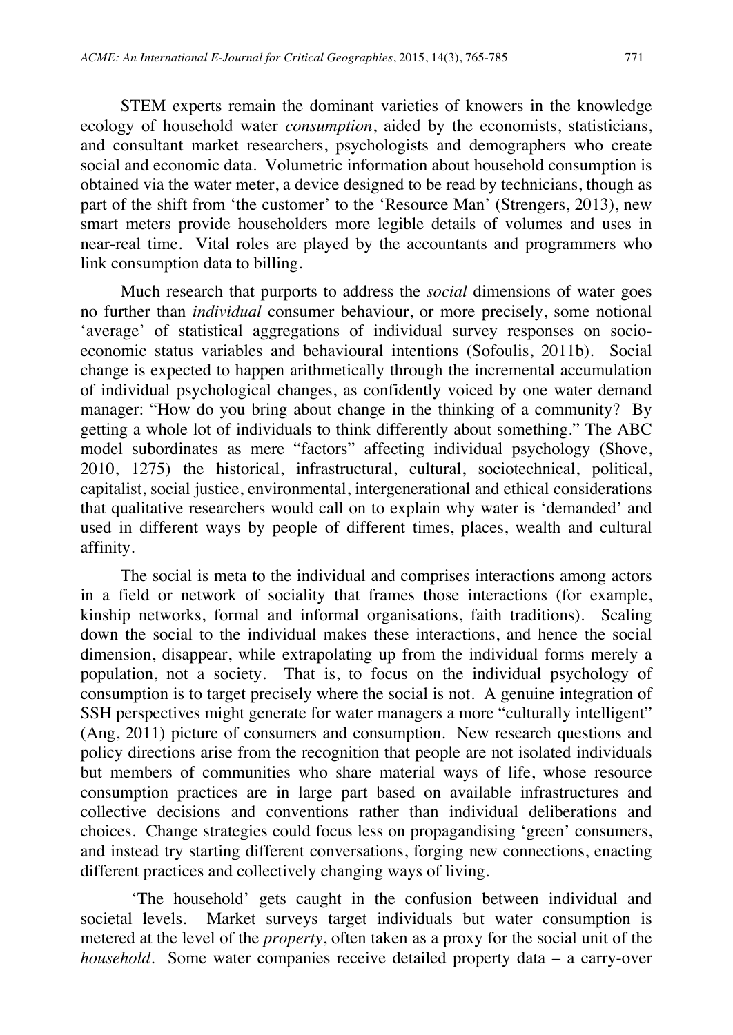STEM experts remain the dominant varieties of knowers in the knowledge ecology of household water *consumption*, aided by the economists, statisticians, and consultant market researchers, psychologists and demographers who create social and economic data. Volumetric information about household consumption is obtained via the water meter, a device designed to be read by technicians, though as part of the shift from 'the customer' to the 'Resource Man' (Strengers, 2013), new smart meters provide householders more legible details of volumes and uses in near-real time. Vital roles are played by the accountants and programmers who link consumption data to billing.

Much research that purports to address the *social* dimensions of water goes no further than *individual* consumer behaviour, or more precisely, some notional 'average' of statistical aggregations of individual survey responses on socio-economic status variables and behavioural intentions (Sofoulis, 2011b). Social change is expected to happen arithmetically through the incremental accumulation of individual psychological changes, as confidently voiced by one water demand manager: "How do you bring about change in the thinking of a community? By getting a whole lot of individuals to think differently about something." The ABC model subordinates as mere "factors" affecting individual psychology (Shove, 2010, 1275) the historical, infrastructural, cultural, sociotechnical, political, capitalist, social justice, environmental, intergenerational and ethical considerations that qualitative researchers would call on to explain why water is 'demanded' and used in different ways by people of different times, places, wealth and cultural affinity.

The social is meta to the individual and comprises interactions among actors in a field or network of sociality that frames those interactions (for example, kinship networks, formal and informal organisations, faith traditions). Scaling down the social to the individual makes these interactions, and hence the social dimension, disappear, while extrapolating up from the individual forms merely a population, not a society. That is, to focus on the individual psychology of consumption is to target precisely where the social is not. A genuine integration of SSH perspectives might generate for water managers a more "culturally intelligent" (Ang, 2011) picture of consumers and consumption. New research questions and policy directions arise from the recognition that people are not isolated individuals but members of communities who share material ways of life, whose resource consumption practices are in large part based on available infrastructures and collective decisions and conventions rather than individual deliberations and choices. Change strategies could focus less on propagandising 'green' consumers, and instead try starting different conversations, forging new connections, enacting different practices and collectively changing ways of living.

'The household' gets caught in the confusion between individual and societal levels. Market surveys target individuals but water consumption is metered at the level of the *property*, often taken as a proxy for the social unit of the *household*. Some water companies receive detailed property data – a carry-over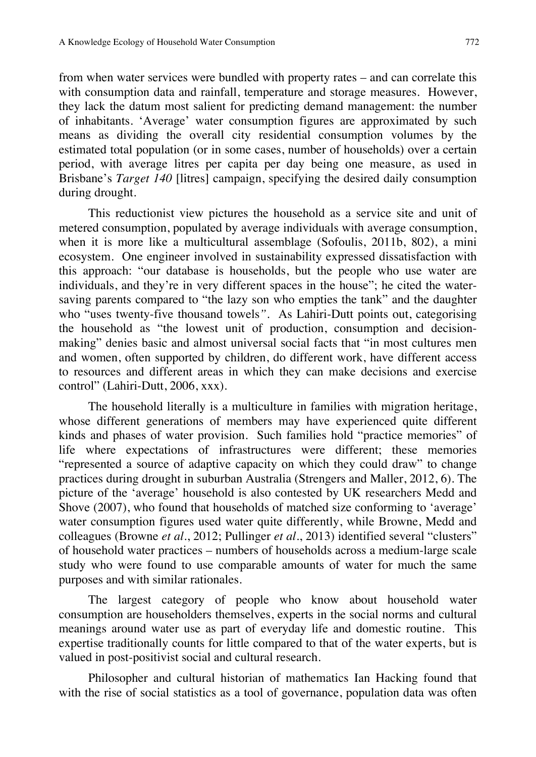from when water services were bundled with property rates – and can correlate this with consumption data and rainfall, temperature and storage measures. However, they lack the datum most salient for predicting demand management: the number of inhabitants. 'Average' water consumption figures are approximated by such means as dividing the overall city residential consumption volumes by the estimated total population (or in some cases, number of households) over a certain period, with average litres per capita per day being one measure, as used in Brisbane's *Target 140* [litres] campaign, specifying the desired daily consumption during drought.

This reductionist view pictures the household as a service site and unit of metered consumption, populated by average individuals with average consumption, when it is more like a multicultural assemblage (Sofoulis, 2011b, 802), a mini ecosystem. One engineer involved in sustainability expressed dissatisfaction with this approach: "our database is households, but the people who use water are individuals, and they're in very different spaces in the house"; he cited the water-saving parents compared to "the lazy son who empties the tank" and the daughter who "uses twenty-five thousand towels". As Lahiri-Dutt points out, categorising the household as "the lowest unit of production, consumption and decision-making" denies basic and almost universal social facts that "in most cultures men and women, often supported by children, do different work, have different access to resources and different areas in which they can make decisions and exercise control" (Lahiri-Dutt, 2006, xxx).

The household literally is a multiculture in families with migration heritage, whose different generations of members may have experienced quite different kinds and phases of water provision. Such families hold "practice memories" of life where expectations of infrastructures were different; these memories "represented a source of adaptive capacity on which they could draw" to change practices during drought in suburban Australia (Strengers and Maller, 2012, 6). The picture of the 'average' household is also contested by UK researchers Medd and Shove (2007), who found that households of matched size conforming to 'average' water consumption figures used water quite differently, while Browne, Medd and colleagues (Browne *et al*., 2012; Pullinger *et al*., 2013) identified several "clusters" of household water practices – numbers of households across a medium-large scale study who were found to use comparable amounts of water for much the same purposes and with similar rationales.

The largest category of people who know about household water consumption are householders themselves, experts in the social norms and cultural meanings around water use as part of everyday life and domestic routine. This expertise traditionally counts for little compared to that of the water experts, but is valued in post-positivist social and cultural research.

Philosopher and cultural historian of mathematics Ian Hacking found that with the rise of social statistics as a tool of governance, population data was often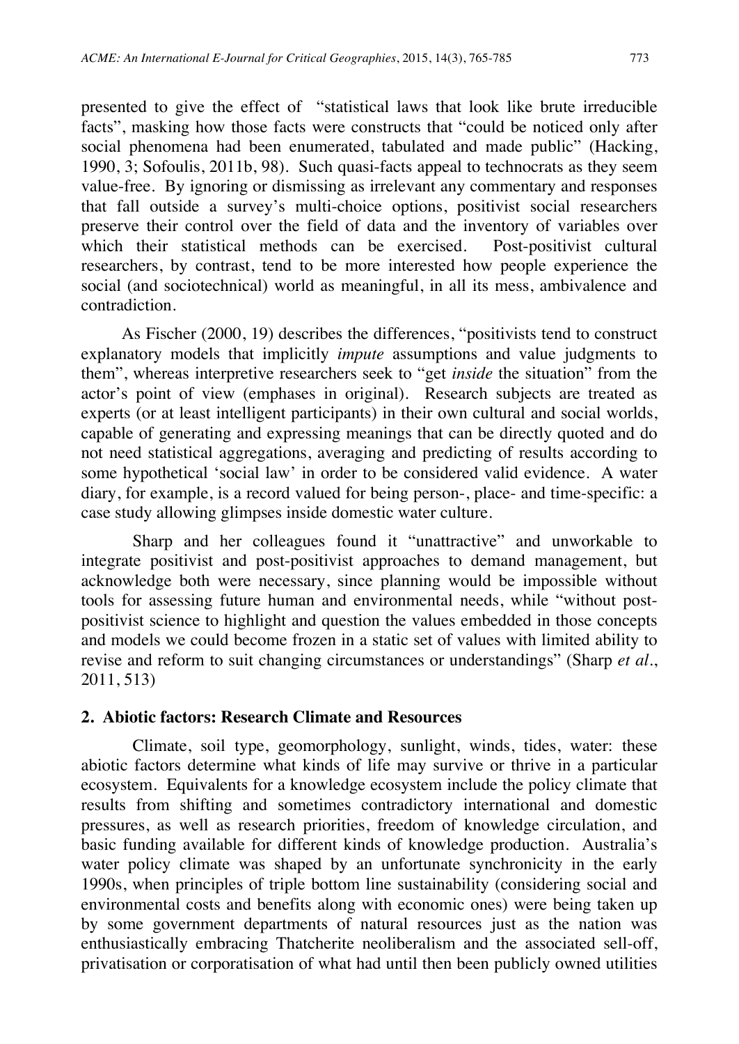presented to give the effect of "statistical laws that look like brute irreducible facts", masking how those facts were constructs that "could be noticed only after social phenomena had been enumerated, tabulated and made public" (Hacking, 1990, 3; Sofoulis, 2011b, 98). Such quasi-facts appeal to technocrats as they seem value-free. By ignoring or dismissing as irrelevant any commentary and responses that fall outside a survey's multi-choice options, positivist social researchers preserve their control over the field of data and the inventory of variables over which their statistical methods can be exercised. Post-positivist cultural researchers, by contrast, tend to be more interested how people experience the social (and sociotechnical) world as meaningful, in all its mess, ambivalence and contradiction.

As Fischer (2000, 19) describes the differences, "positivists tend to construct explanatory models that implicitly *impute* assumptions and value judgments to them", whereas interpretive researchers seek to "get *inside* the situation" from the actor's point of view (emphases in original). Research subjects are treated as experts (or at least intelligent participants) in their own cultural and social worlds, capable of generating and expressing meanings that can be directly quoted and do not need statistical aggregations, averaging and predicting of results according to some hypothetical 'social law' in order to be considered valid evidence. A water diary, for example, is a record valued for being person-, place- and time-specific: a case study allowing glimpses inside domestic water culture.

Sharp and her colleagues found it "unattractive" and unworkable to integrate positivist and post-positivist approaches to demand management, but acknowledge both were necessary, since planning would be impossible without tools for assessing future human and environmental needs, while "without post-positivist science to highlight and question the values embedded in those concepts and models we could become frozen in a static set of values with limited ability to revise and reform to suit changing circumstances or understandings" (Sharp *et al*., 2011, 513)

## 2. Abiotic factors: Research Climate and Resources

Climate, soil type, geomorphology, sunlight, winds, tides, water: these abiotic factors determine what kinds of life may survive or thrive in a particular ecosystem. Equivalents for a knowledge ecosystem include the policy climate that results from shifting and sometimes contradictory international and domestic pressures, as well as research priorities, freedom of knowledge circulation, and basic funding available for different kinds of knowledge production. Australia's water policy climate was shaped by an unfortunate synchronicity in the early 1990s, when principles of triple bottom line sustainability (considering social and environmental costs and benefits along with economic ones) were being taken up by some government departments of natural resources just as the nation was enthusiastically embracing Thatcherite neoliberalism and the associated sell-off, privatisation or corporatisation of what had until then been publicly owned utilities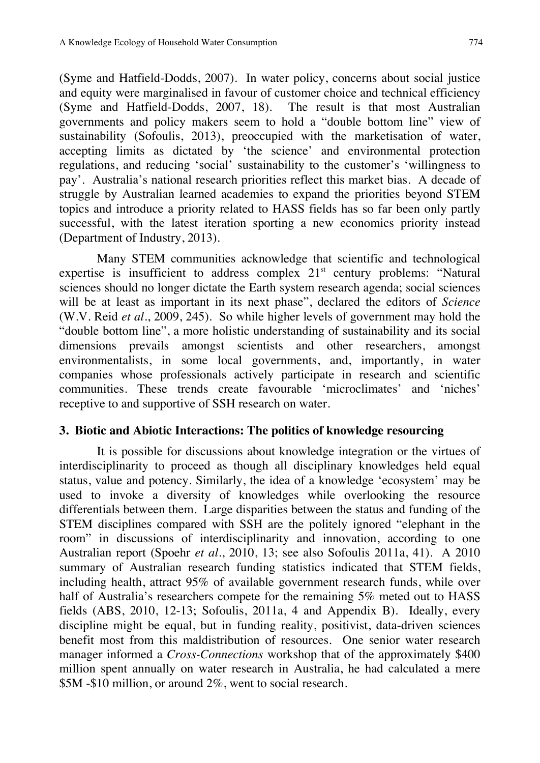(Syme and Hatfield-Dodds, 2007). In water policy, concerns about social justice and equity were marginalised in favour of customer choice and technical efficiency (Syme and Hatfield-Dodds, 2007, 18). The result is that most Australian governments and policy makers seem to hold a "double bottom line" view of sustainability (Sofoulis, 2013), preoccupied with the marketisation of water, accepting limits as dictated by 'the science' and environmental protection regulations, and reducing 'social' sustainability to the customer's 'willingness to pay'. Australia's national research priorities reflect this market bias. A decade of struggle by Australian learned academies to expand the priorities beyond STEM topics and introduce a priority related to HASS fields has so far been only partly successful, with the latest iteration sporting a new economics priority instead (Department of Industry, 2013).

Many STEM communities acknowledge that scientific and technological expertise is insufficient to address complex 21st century problems: "Natural sciences should no longer dictate the Earth system research agenda; social sciences will be at least as important in its next phase", declared the editors of *Science* (W.V. Reid *et al*., 2009, 245). So while higher levels of government may hold the "double bottom line", a more holistic understanding of sustainability and its social dimensions prevails amongst scientists and other researchers, amongst environmentalists, in some local governments, and, importantly, in water companies whose professionals actively participate in research and scientific communities. These trends create favourable 'microclimates' and 'niches' receptive to and supportive of SSH research on water.

## 3. Biotic and Abiotic Interactions: The politics of knowledge resourcing

It is possible for discussions about knowledge integration or the virtues of interdisciplinarity to proceed as though all disciplinary knowledges held equal status, value and potency. Similarly, the idea of a knowledge 'ecosystem' may be used to invoke a diversity of knowledges while overlooking the resource differentials between them. Large disparities between the status and funding of the STEM disciplines compared with SSH are the politely ignored "elephant in the room" in discussions of interdisciplinarity and innovation, according to one Australian report (Spoehr *et al*., 2010, 13; see also Sofoulis 2011a, 41). A 2010 summary of Australian research funding statistics indicated that STEM fields, including health, attract 95% of available government research funds, while over half of Australia's researchers compete for the remaining 5% meted out to HASS fields (ABS, 2010, 12-13; Sofoulis, 2011a, 4 and Appendix B). Ideally, every discipline might be equal, but in funding reality, positivist, data-driven sciences benefit most from this maldistribution of resources. One senior water research manager informed a *Cross-Connections* workshop that of the approximately $400 million spent annually on water research in Australia, he had calculated a mere $5M -$10 million, or around 2%, went to social research.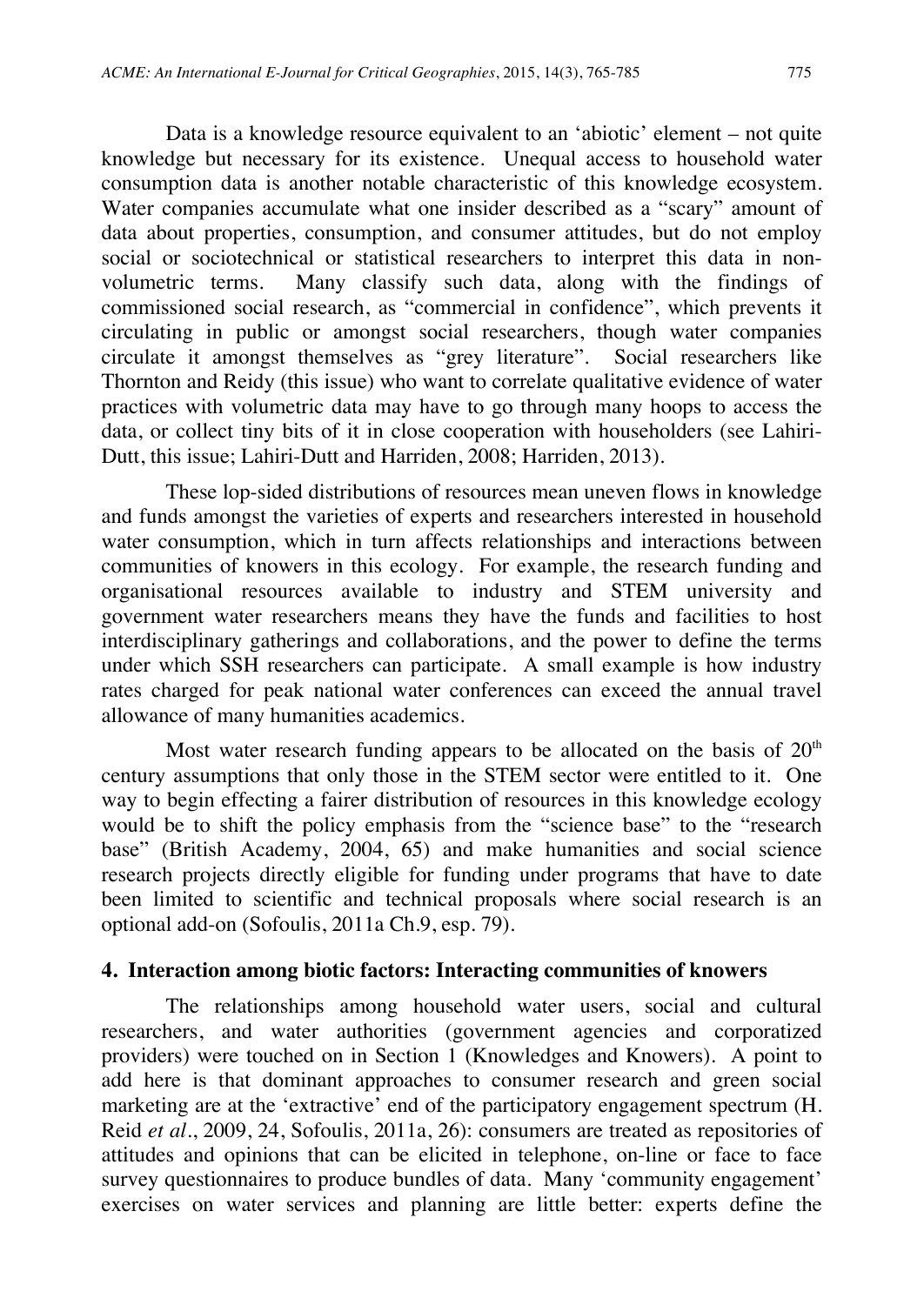Data is a knowledge resource equivalent to an 'abiotic' element – not quite knowledge but necessary for its existence. Unequal access to household water consumption data is another notable characteristic of this knowledge ecosystem. Water companies accumulate what one insider described as a "scary" amount of data about properties, consumption, and consumer attitudes, but do not employ social or sociotechnical or statistical researchers to interpret this data in non-volumetric terms. Many classify such data, along with the findings of commissioned social research, as "commercial in confidence", which prevents it circulating in public or amongst social researchers, though water companies circulate it amongst themselves as "grey literature". Social researchers like Thornton and Reidy (this issue) who want to correlate qualitative evidence of water practices with volumetric data may have to go through many hoops to access the data, or collect tiny bits of it in close cooperation with householders (see Lahiri-Dutt, this issue; Lahiri-Dutt and Harriden, 2008; Harriden, 2013).

These lop-sided distributions of resources mean uneven flows in knowledge and funds amongst the varieties of experts and researchers interested in household water consumption, which in turn affects relationships and interactions between communities of knowers in this ecology. For example, the research funding and organisational resources available to industry and STEM university and government water researchers means they have the funds and facilities to host interdisciplinary gatherings and collaborations, and the power to define the terms under which SSH researchers can participate. A small example is how industry rates charged for peak national water conferences can exceed the annual travel allowance of many humanities academics.

Most water research funding appears to be allocated on the basis of 20th century assumptions that only those in the STEM sector were entitled to it. One way to begin effecting a fairer distribution of resources in this knowledge ecology would be to shift the policy emphasis from the "science base" to the "research base" (British Academy, 2004, 65) and make humanities and social science research projects directly eligible for funding under programs that have to date been limited to scientific and technical proposals where social research is an optional add-on (Sofoulis, 2011a Ch.9, esp. 79).

## 4. Interaction among biotic factors: Interacting communities of knowers

The relationships among household water users, social and cultural researchers, and water authorities (government agencies and corporatized providers) were touched on in Section 1 (Knowledges and Knowers). A point to add here is that dominant approaches to consumer research and green social marketing are at the 'extractive' end of the participatory engagement spectrum (H. Reid *et al*., 2009, 24, Sofoulis, 2011a, 26): consumers are treated as repositories of attitudes and opinions that can be elicited in telephone, on-line or face to face survey questionnaires to produce bundles of data. Many 'community engagement' exercises on water services and planning are little better: experts define the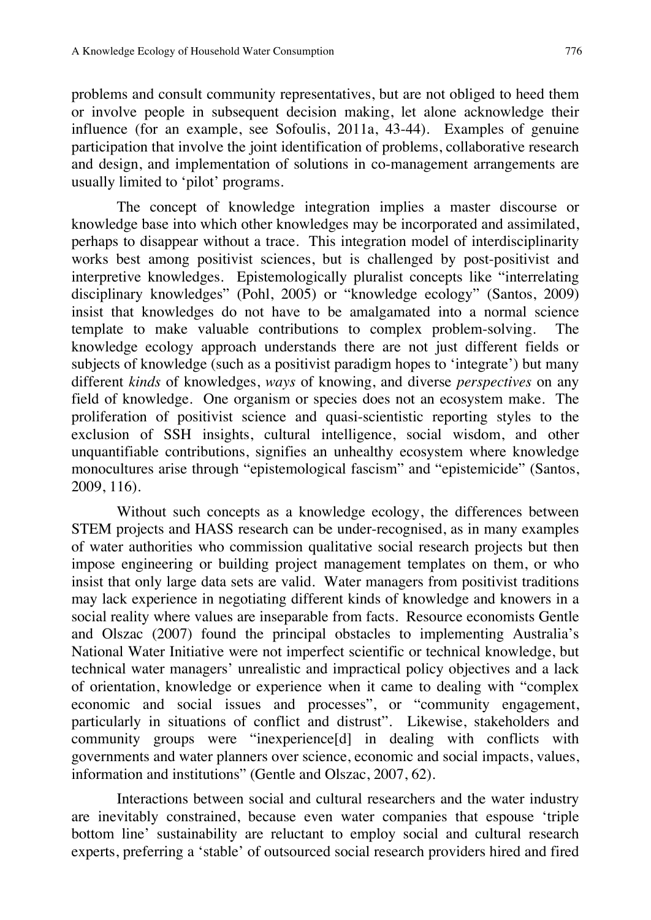problems and consult community representatives, but are not obliged to heed them or involve people in subsequent decision making, let alone acknowledge their influence (for an example, see Sofoulis, 2011a, 43-44). Examples of genuine participation that involve the joint identification of problems, collaborative research and design, and implementation of solutions in co-management arrangements are usually limited to 'pilot' programs.

The concept of knowledge integration implies a master discourse or knowledge base into which other knowledges may be incorporated and assimilated, perhaps to disappear without a trace. This integration model of interdisciplinarity works best among positivist sciences, but is challenged by post-positivist and interpretive knowledges. Epistemologically pluralist concepts like "interrelating disciplinary knowledges" (Pohl, 2005) or "knowledge ecology" (Santos, 2009) insist that knowledges do not have to be amalgamated into a normal science template to make valuable contributions to complex problem-solving. The knowledge ecology approach understands there are not just different fields or subjects of knowledge (such as a positivist paradigm hopes to 'integrate') but many different *kinds* of knowledges, *ways* of knowing, and diverse *perspectives* on any field of knowledge. One organism or species does not an ecosystem make. The proliferation of positivist science and quasi-scientistic reporting styles to the exclusion of SSH insights, cultural intelligence, social wisdom, and other unquantifiable contributions, signifies an unhealthy ecosystem where knowledge monocultures arise through "epistemological fascism" and "epistemicide" (Santos, 2009, 116).

Without such concepts as a knowledge ecology, the differences between STEM projects and HASS research can be under-recognised, as in many examples of water authorities who commission qualitative social research projects but then impose engineering or building project management templates on them, or who insist that only large data sets are valid. Water managers from positivist traditions may lack experience in negotiating different kinds of knowledge and knowers in a social reality where values are inseparable from facts. Resource economists Gentle and Olszac (2007) found the principal obstacles to implementing Australia's National Water Initiative were not imperfect scientific or technical knowledge, but technical water managers' unrealistic and impractical policy objectives and a lack of orientation, knowledge or experience when it came to dealing with "complex economic and social issues and processes", or "community engagement, particularly in situations of conflict and distrust". Likewise, stakeholders and community groups were "inexperience[d] in dealing with conflicts with governments and water planners over science, economic and social impacts, values, information and institutions" (Gentle and Olszac, 2007, 62).

Interactions between social and cultural researchers and the water industry are inevitably constrained, because even water companies that espouse 'triple bottom line' sustainability are reluctant to employ social and cultural research experts, preferring a 'stable' of outsourced social research providers hired and fired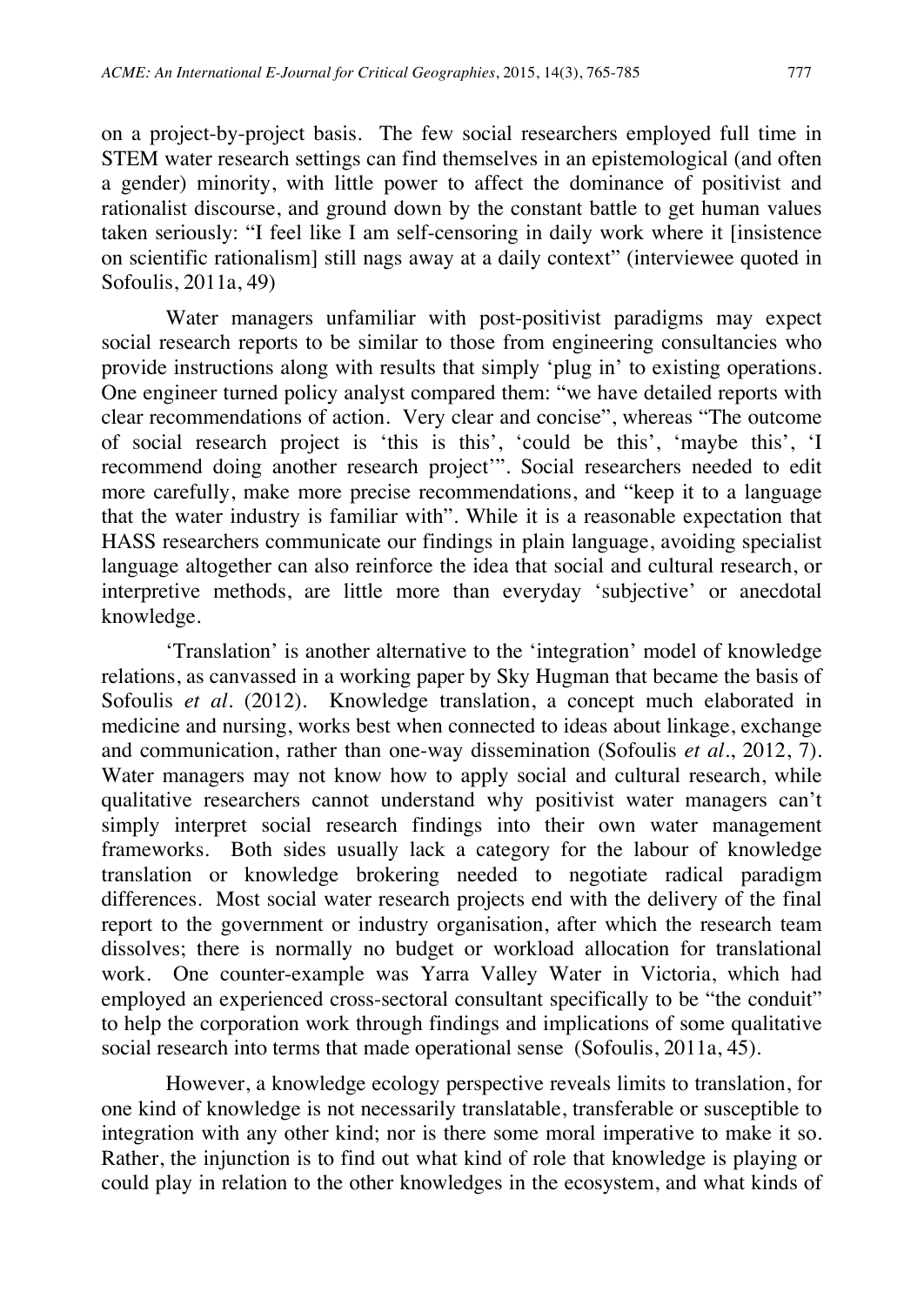on a project-by-project basis. The few social researchers employed full time in STEM water research settings can find themselves in an epistemological (and often a gender) minority, with little power to affect the dominance of positivist and rationalist discourse, and ground down by the constant battle to get human values taken seriously: "I feel like I am self-censoring in daily work where it [insistence on scientific rationalism] still nags away at a daily context" (interviewee quoted in Sofoulis, 2011a, 49)

Water managers unfamiliar with post-positivist paradigms may expect social research reports to be similar to those from engineering consultancies who provide instructions along with results that simply 'plug in' to existing operations. One engineer turned policy analyst compared them: "we have detailed reports with clear recommendations of action. Very clear and concise", whereas "The outcome of social research project is 'this is this', 'could be this', 'maybe this', 'I recommend doing another research project'". Social researchers needed to edit more carefully, make more precise recommendations, and "keep it to a language that the water industry is familiar with". While it is a reasonable expectation that HASS researchers communicate our findings in plain language, avoiding specialist language altogether can also reinforce the idea that social and cultural research, or interpretive methods, are little more than everyday 'subjective' or anecdotal knowledge.

'Translation' is another alternative to the 'integration' model of knowledge relations, as canvassed in a working paper by Sky Hugman that became the basis of Sofoulis *et al*. (2012). Knowledge translation, a concept much elaborated in medicine and nursing, works best when connected to ideas about linkage, exchange and communication, rather than one-way dissemination (Sofoulis *et al*., 2012, 7). Water managers may not know how to apply social and cultural research, while qualitative researchers cannot understand why positivist water managers can't simply interpret social research findings into their own water management frameworks. Both sides usually lack a category for the labour of knowledge translation or knowledge brokering needed to negotiate radical paradigm differences. Most social water research projects end with the delivery of the final report to the government or industry organisation, after which the research team dissolves; there is normally no budget or workload allocation for translational work. One counter-example was Yarra Valley Water in Victoria, which had employed an experienced cross-sectoral consultant specifically to be "the conduit" to help the corporation work through findings and implications of some qualitative social research into terms that made operational sense (Sofoulis, 2011a, 45).

However, a knowledge ecology perspective reveals limits to translation, for one kind of knowledge is not necessarily translatable, transferable or susceptible to integration with any other kind; nor is there some moral imperative to make it so. Rather, the injunction is to find out what kind of role that knowledge is playing or could play in relation to the other knowledges in the ecosystem, and what kinds of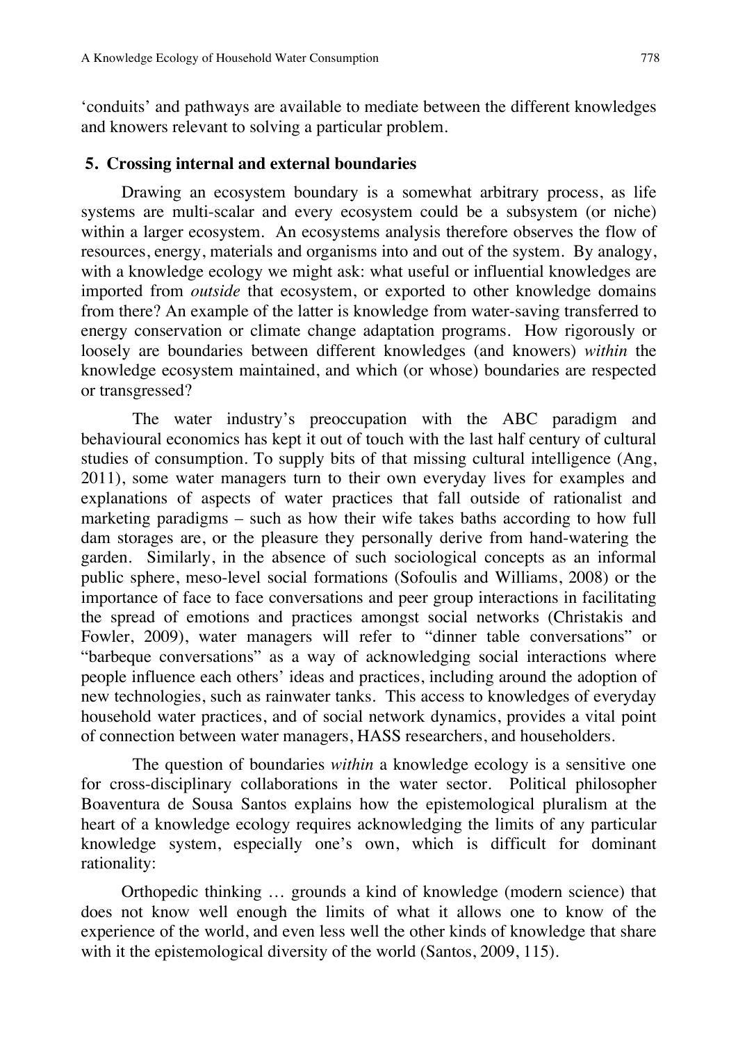'conduits' and pathways are available to mediate between the different knowledges and knowers relevant to solving a particular problem.

## 5. Crossing internal and external boundaries

Drawing an ecosystem boundary is a somewhat arbitrary process, as life systems are multi-scalar and every ecosystem could be a subsystem (or niche) within a larger ecosystem. An ecosystems analysis therefore observes the flow of resources, energy, materials and organisms into and out of the system. By analogy, with a knowledge ecology we might ask: what useful or influential knowledges are imported from *outside* that ecosystem, or exported to other knowledge domains from there? An example of the latter is knowledge from water-saving transferred to energy conservation or climate change adaptation programs. How rigorously or loosely are boundaries between different knowledges (and knowers) *within* the knowledge ecosystem maintained, and which (or whose) boundaries are respected or transgressed?

The water industry's preoccupation with the ABC paradigm and behavioural economics has kept it out of touch with the last half century of cultural studies of consumption. To supply bits of that missing cultural intelligence (Ang, 2011), some water managers turn to their own everyday lives for examples and explanations of aspects of water practices that fall outside of rationalist and marketing paradigms – such as how their wife takes baths according to how full dam storages are, or the pleasure they personally derive from hand-watering the garden. Similarly, in the absence of such sociological concepts as an informal public sphere, meso-level social formations (Sofoulis and Williams, 2008) or the importance of face to face conversations and peer group interactions in facilitating the spread of emotions and practices amongst social networks (Christakis and Fowler, 2009), water managers will refer to "dinner table conversations" or "barbeque conversations" as a way of acknowledging social interactions where people influence each others' ideas and practices, including around the adoption of new technologies, such as rainwater tanks. This access to knowledges of everyday household water practices, and of social network dynamics, provides a vital point of connection between water managers, HASS researchers, and householders.

The question of boundaries *within* a knowledge ecology is a sensitive one for cross-disciplinary collaborations in the water sector. Political philosopher Boaventura de Sousa Santos explains how the epistemological pluralism at the heart of a knowledge ecology requires acknowledging the limits of any particular knowledge system, especially one's own, which is difficult for dominant rationality:

> Orthopedic thinking … grounds a kind of knowledge (modern science) that does not know well enough the limits of what it allows one to know of the experience of the world, and even less well the other kinds of knowledge that share with it the epistemological diversity of the world (Santos, 2009, 115).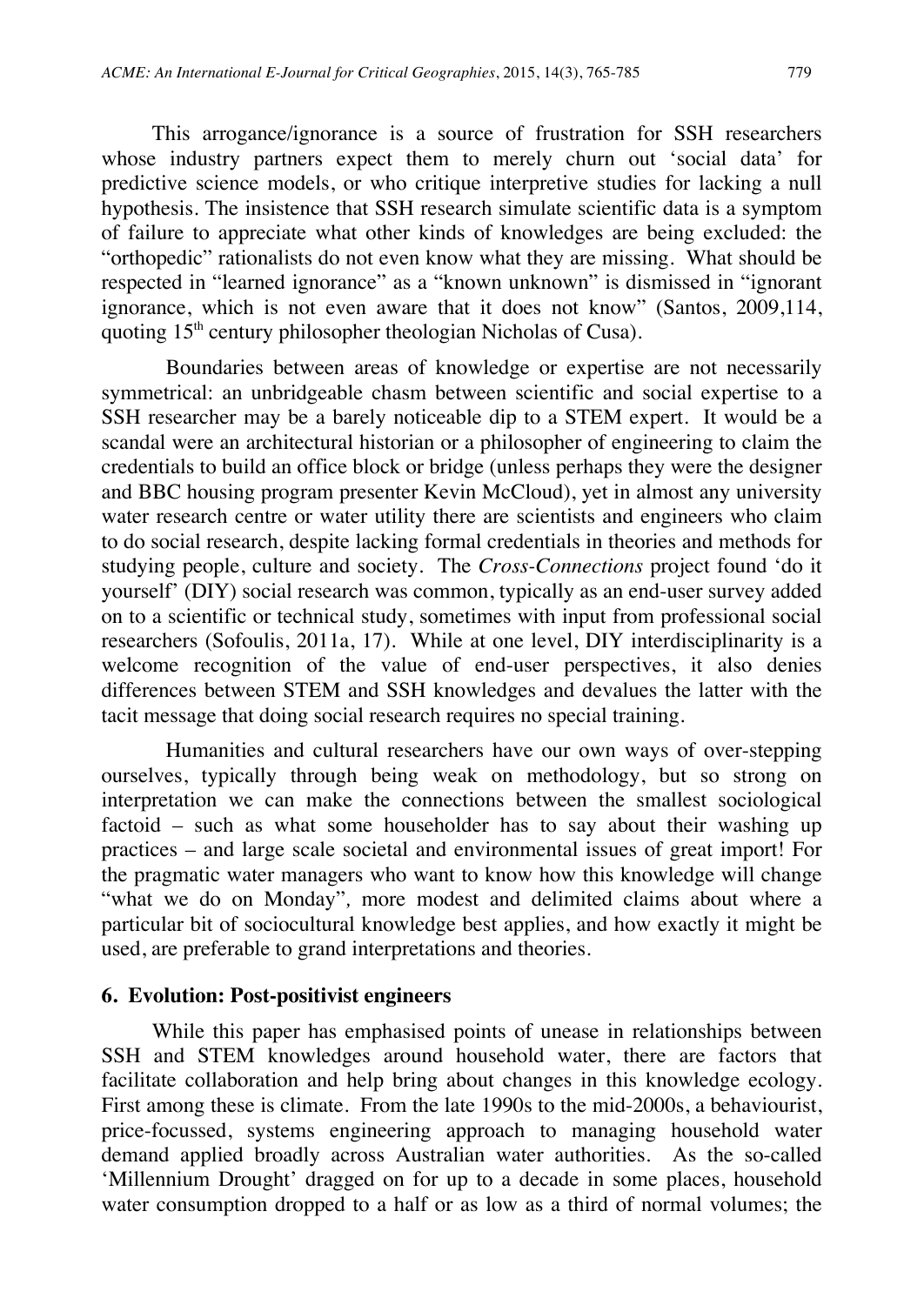This arrogance/ignorance is a source of frustration for SSH researchers whose industry partners expect them to merely churn out 'social data' for predictive science models, or who critique interpretive studies for lacking a null hypothesis. The insistence that SSH research simulate scientific data is a symptom of failure to appreciate what other kinds of knowledges are being excluded: the "orthopedic" rationalists do not even know what they are missing. What should be respected in "learned ignorance" as a "known unknown" is dismissed in "ignorant ignorance, which is not even aware that it does not know" (Santos, 2009,114, quoting 15th century philosopher theologian Nicholas of Cusa).

Boundaries between areas of knowledge or expertise are not necessarily symmetrical: an unbridgeable chasm between scientific and social expertise to a SSH researcher may be a barely noticeable dip to a STEM expert. It would be a scandal were an architectural historian or a philosopher of engineering to claim the credentials to build an office block or bridge (unless perhaps they were the designer and BBC housing program presenter Kevin McCloud), yet in almost any university water research centre or water utility there are scientists and engineers who claim to do social research, despite lacking formal credentials in theories and methods for studying people, culture and society. The *Cross-Connections* project found 'do it yourself' (DIY) social research was common, typically as an end-user survey added on to a scientific or technical study, sometimes with input from professional social researchers (Sofoulis, 2011a, 17). While at one level, DIY interdisciplinarity is a welcome recognition of the value of end-user perspectives, it also denies differences between STEM and SSH knowledges and devalues the latter with the tacit message that doing social research requires no special training.

Humanities and cultural researchers have our own ways of over-stepping ourselves, typically through being weak on methodology, but so strong on interpretation we can make the connections between the smallest sociological factoid – such as what some householder has to say about their washing up practices – and large scale societal and environmental issues of great import! For the pragmatic water managers who want to know how this knowledge will change "what we do on Monday", more modest and delimited claims about where a particular bit of sociocultural knowledge best applies, and how exactly it might be used, are preferable to grand interpretations and theories.

## 6. Evolution: Post-positivist engineers

While this paper has emphasised points of unease in relationships between SSH and STEM knowledges around household water, there are factors that facilitate collaboration and help bring about changes in this knowledge ecology. First among these is climate. From the late 1990s to the mid-2000s, a behaviourist, price-focussed, systems engineering approach to managing household water demand applied broadly across Australian water authorities. As the so-called 'Millennium Drought' dragged on for up to a decade in some places, household water consumption dropped to a half or as low as a third of normal volumes; the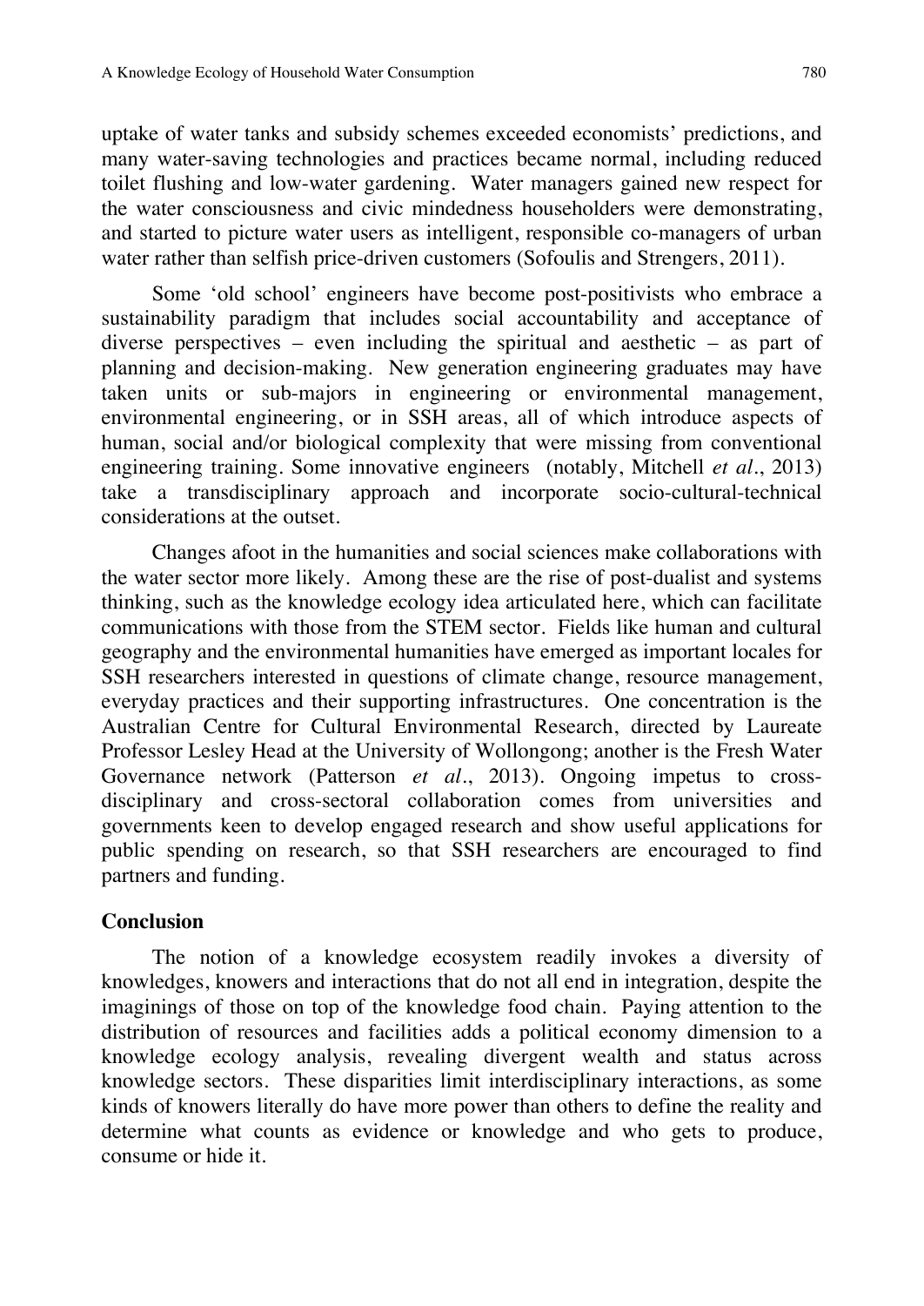uptake of water tanks and subsidy schemes exceeded economists' predictions, and many water-saving technologies and practices became normal, including reduced toilet flushing and low-water gardening. Water managers gained new respect for the water consciousness and civic mindedness householders were demonstrating, and started to picture water users as intelligent, responsible co-managers of urban water rather than selfish price-driven customers (Sofoulis and Strengers, 2011).

Some 'old school' engineers have become post-positivists who embrace a sustainability paradigm that includes social accountability and acceptance of diverse perspectives – even including the spiritual and aesthetic – as part of planning and decision-making. New generation engineering graduates may have taken units or sub-majors in engineering or environmental management, environmental engineering, or in SSH areas, all of which introduce aspects of human, social and/or biological complexity that were missing from conventional engineering training. Some innovative engineers (notably, Mitchell *et al*., 2013) take a transdisciplinary approach and incorporate socio-cultural-technical considerations at the outset.

Changes afoot in the humanities and social sciences make collaborations with the water sector more likely. Among these are the rise of post-dualist and systems thinking, such as the knowledge ecology idea articulated here, which can facilitate communications with those from the STEM sector. Fields like human and cultural geography and the environmental humanities have emerged as important locales for SSH researchers interested in questions of climate change, resource management, everyday practices and their supporting infrastructures. One concentration is the Australian Centre for Cultural Environmental Research, directed by Laureate Professor Lesley Head at the University of Wollongong; another is the Fresh Water Governance network (Patterson *et al*., 2013). Ongoing impetus to cross-disciplinary and cross-sectoral collaboration comes from universities and governments keen to develop engaged research and show useful applications for public spending on research, so that SSH researchers are encouraged to find partners and funding.

## Conclusion

The notion of a knowledge ecosystem readily invokes a diversity of knowledges, knowers and interactions that do not all end in integration, despite the imaginings of those on top of the knowledge food chain. Paying attention to the distribution of resources and facilities adds a political economy dimension to a knowledge ecology analysis, revealing divergent wealth and status across knowledge sectors. These disparities limit interdisciplinary interactions, as some kinds of knowers literally do have more power than others to define the reality and determine what counts as evidence or knowledge and who gets to produce, consume or hide it.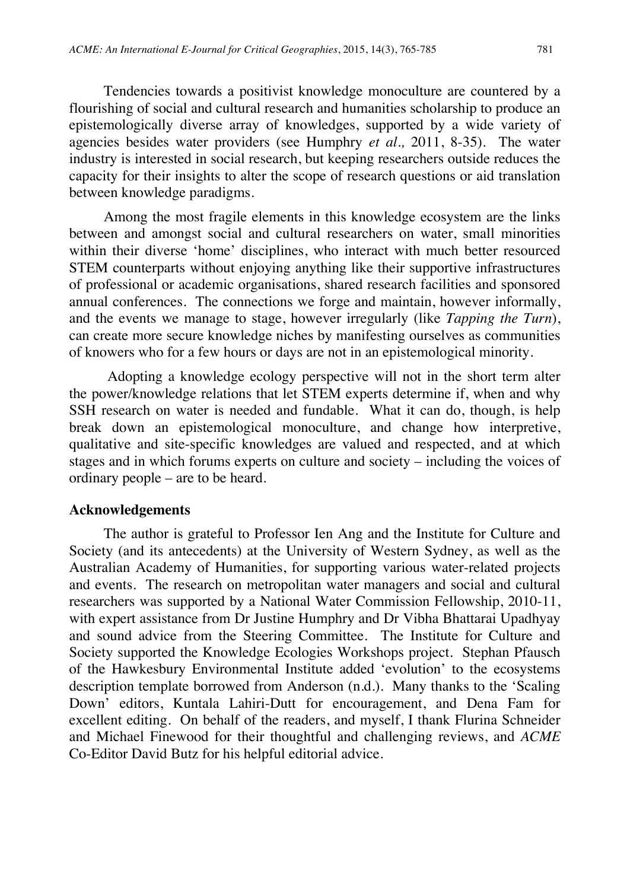Tendencies towards a positivist knowledge monoculture are countered by a flourishing of social and cultural research and humanities scholarship to produce an epistemologically diverse array of knowledges, supported by a wide variety of agencies besides water providers (see Humphry *et al.,* 2011, 8-35). The water industry is interested in social research, but keeping researchers outside reduces the capacity for their insights to alter the scope of research questions or aid translation between knowledge paradigms.

Among the most fragile elements in this knowledge ecosystem are the links between and amongst social and cultural researchers on water, small minorities within their diverse 'home' disciplines, who interact with much better resourced STEM counterparts without enjoying anything like their supportive infrastructures of professional or academic organisations, shared research facilities and sponsored annual conferences. The connections we forge and maintain, however informally, and the events we manage to stage, however irregularly (like *Tapping the Turn*), can create more secure knowledge niches by manifesting ourselves as communities of knowers who for a few hours or days are not in an epistemological minority.

Adopting a knowledge ecology perspective will not in the short term alter the power/knowledge relations that let STEM experts determine if, when and why SSH research on water is needed and fundable. What it can do, though, is help break down an epistemological monoculture, and change how interpretive, qualitative and site-specific knowledges are valued and respected, and at which stages and in which forums experts on culture and society – including the voices of ordinary people – are to be heard.

## Acknowledgements

The author is grateful to Professor Ien Ang and the Institute for Culture and Society (and its antecedents) at the University of Western Sydney, as well as the Australian Academy of Humanities, for supporting various water-related projects and events. The research on metropolitan water managers and social and cultural researchers was supported by a National Water Commission Fellowship, 2010-11, with expert assistance from Dr Justine Humphry and Dr Vibha Bhattarai Upadhyay and sound advice from the Steering Committee. The Institute for Culture and Society supported the Knowledge Ecologies Workshops project. Stephan Pfausch of the Hawkesbury Environmental Institute added 'evolution' to the ecosystems description template borrowed from Anderson (n.d.). Many thanks to the 'Scaling Down' editors, Kuntala Lahiri-Dutt for encouragement, and Dena Fam for excellent editing. On behalf of the readers, and myself, I thank Flurina Schneider and Michael Finewood for their thoughtful and challenging reviews, and *ACME* Co-Editor David Butz for his helpful editorial advice.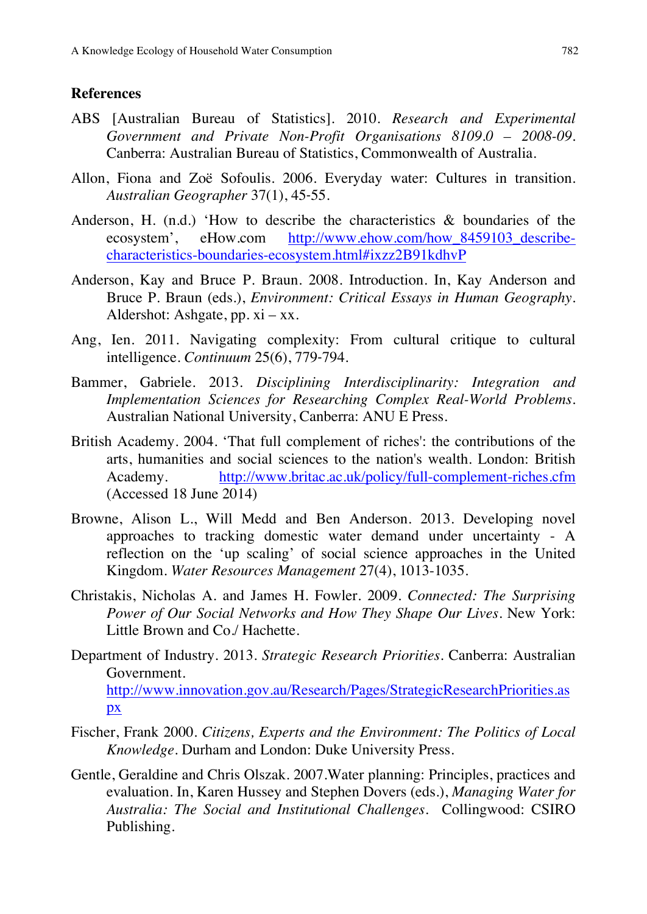### References

ABS [Australian Bureau of Statistics]. 2010. *Research and Experimental Government and Private Non-Profit Organisations 8109.0 – 2008-09*. Canberra: Australian Bureau of Statistics, Commonwealth of Australia.

Allon, Fiona and Zoë Sofoulis. 2006. Everyday water: Cultures in transition. *Australian Geographer* 37(1), 45-55.

Anderson, H. (n.d.) 'How to describe the characteristics & boundaries of the ecosystem', eHow.com http://www.ehow.com/how_8459103_describe-characteristics-boundaries-ecosystem.html#ixzz2B91kdhvP

Anderson, Kay and Bruce P. Braun. 2008. Introduction. In, Kay Anderson and Bruce P. Braun (eds.), *Environment: Critical Essays in Human Geography*. Aldershot: Ashgate, pp. xi – xx.

Ang, Ien. 2011. Navigating complexity: From cultural critique to cultural intelligence. *Continuum* 25(6), 779-794.

Bammer, Gabriele. 2013. *Disciplining Interdisciplinarity: Integration and Implementation Sciences for Researching Complex Real-World Problems*. Australian National University, Canberra: ANU E Press.

British Academy. 2004. 'That full complement of riches': the contributions of the arts, humanities and social sciences to the nation's wealth. London: British Academy. http://www.britac.ac.uk/policy/full-complement-riches.cfm (Accessed 18 June 2014)

Browne, Alison L., Will Medd and Ben Anderson. 2013. Developing novel approaches to tracking domestic water demand under uncertainty - A reflection on the 'up scaling' of social science approaches in the United Kingdom. *Water Resources Management* 27(4), 1013-1035.

Christakis, Nicholas A. and James H. Fowler. 2009. *Connected: The Surprising Power of Our Social Networks and How They Shape Our Lives*. New York: Little Brown and Co./ Hachette.

Department of Industry. 2013. *Strategic Research Priorities*. Canberra: Australian Government. http://www.innovation.gov.au/Research/Pages/StrategicResearchPriorities.aspx

Fischer, Frank 2000. *Citizens, Experts and the Environment: The Politics of Local Knowledge*. Durham and London: Duke University Press.

Gentle, Geraldine and Chris Olszak. 2007.Water planning: Principles, practices and evaluation. In, Karen Hussey and Stephen Dovers (eds.), *Managing Water for Australia: The Social and Institutional Challenges*. Collingwood: CSIRO Publishing.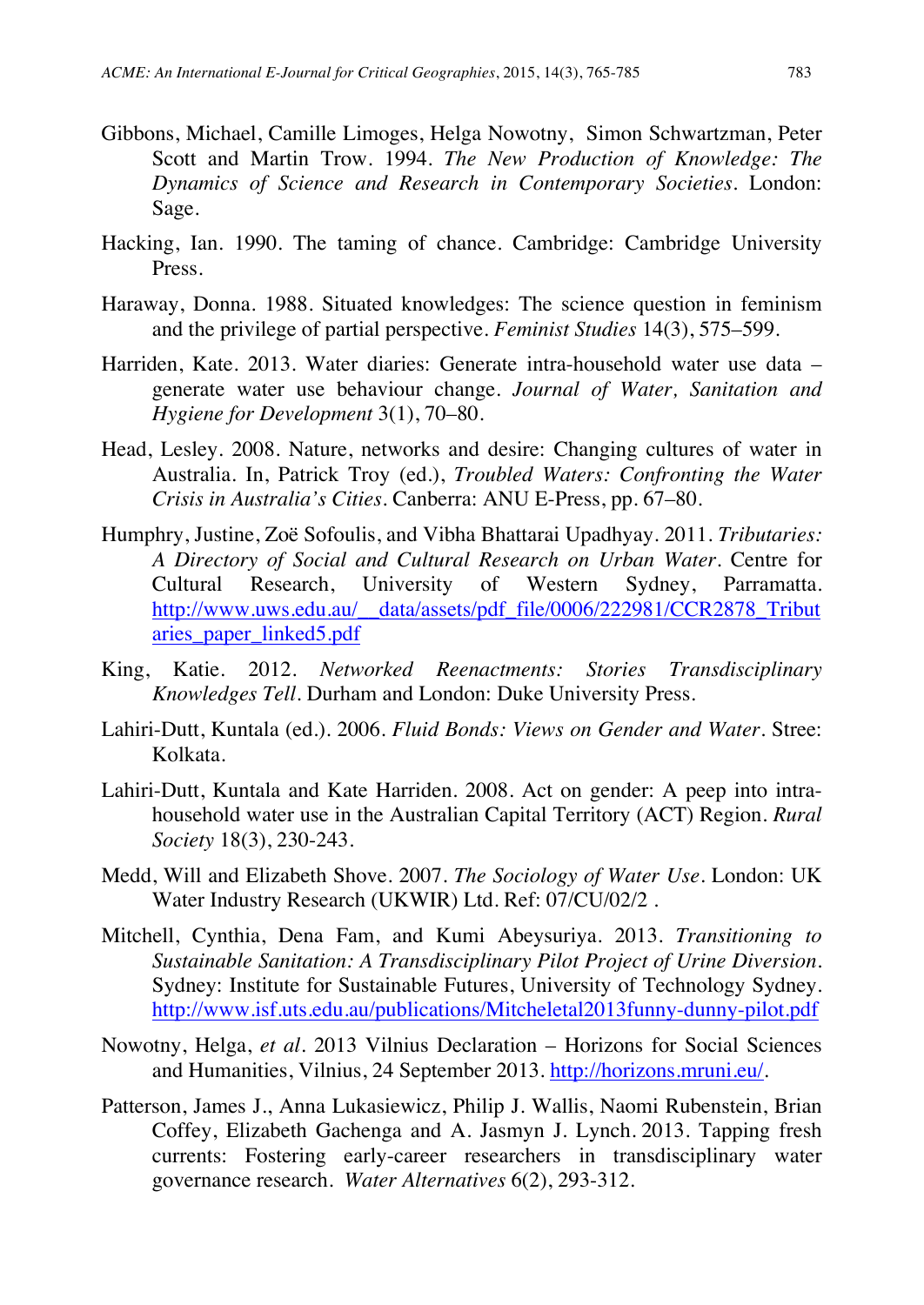Gibbons, Michael, Camille Limoges, Helga Nowotny, Simon Schwartzman, Peter Scott and Martin Trow. 1994. *The New Production of Knowledge: The Dynamics of Science and Research in Contemporary Societies*. London: Sage.

Hacking, Ian. 1990. The taming of chance. Cambridge: Cambridge University Press.

Haraway, Donna. 1988. Situated knowledges: The science question in feminism and the privilege of partial perspective. *Feminist Studies* 14(3), 575–599.

Harriden, Kate. 2013. Water diaries: Generate intra-household water use data – generate water use behaviour change. *Journal of Water, Sanitation and Hygiene for Development* 3(1), 70–80.

Head, Lesley. 2008. Nature, networks and desire: Changing cultures of water in Australia. In, Patrick Troy (ed.), *Troubled Waters: Confronting the Water Crisis in Australia's Cities*. Canberra: ANU E-Press, pp. 67–80.

Humphry, Justine, Zoë Sofoulis, and Vibha Bhattarai Upadhyay. 2011. *Tributaries: A Directory of Social and Cultural Research on Urban Water*. Centre for Cultural Research, University of Western Sydney, Parramatta. http://www.uws.edu.au/__data/assets/pdf_file/0006/222981/CCR2878_Tributaries_paper_linked5.pdf

King, Katie. 2012. *Networked Reenactments: Stories Transdisciplinary Knowledges Tell*. Durham and London: Duke University Press.

Lahiri-Dutt, Kuntala (ed.). 2006. *Fluid Bonds: Views on Gender and Water*. Stree: Kolkata.

Lahiri-Dutt, Kuntala and Kate Harriden. 2008. Act on gender: A peep into intra-household water use in the Australian Capital Territory (ACT) Region. *Rural Society* 18(3), 230-243.

Medd, Will and Elizabeth Shove. 2007. *The Sociology of Water Use*. London: UK Water Industry Research (UKWIR) Ltd. Ref: 07/CU/02/2 .

Mitchell, Cynthia, Dena Fam, and Kumi Abeysuriya. 2013. *Transitioning to Sustainable Sanitation: A Transdisciplinary Pilot Project of Urine Diversion*. Sydney: Institute for Sustainable Futures, University of Technology Sydney. http://www.isf.uts.edu.au/publications/Mitcheletal2013funny-dunny-pilot.pdf

Nowotny, Helga, *et al*. 2013 Vilnius Declaration – Horizons for Social Sciences and Humanities, Vilnius, 24 September 2013. http://horizons.mruni.eu/.

Patterson, James J., Anna Lukasiewicz, Philip J. Wallis, Naomi Rubenstein, Brian Coffey, Elizabeth Gachenga and A. Jasmyn J. Lynch. 2013. Tapping fresh currents: Fostering early-career researchers in transdisciplinary water governance research. *Water Alternatives* 6(2), 293-312.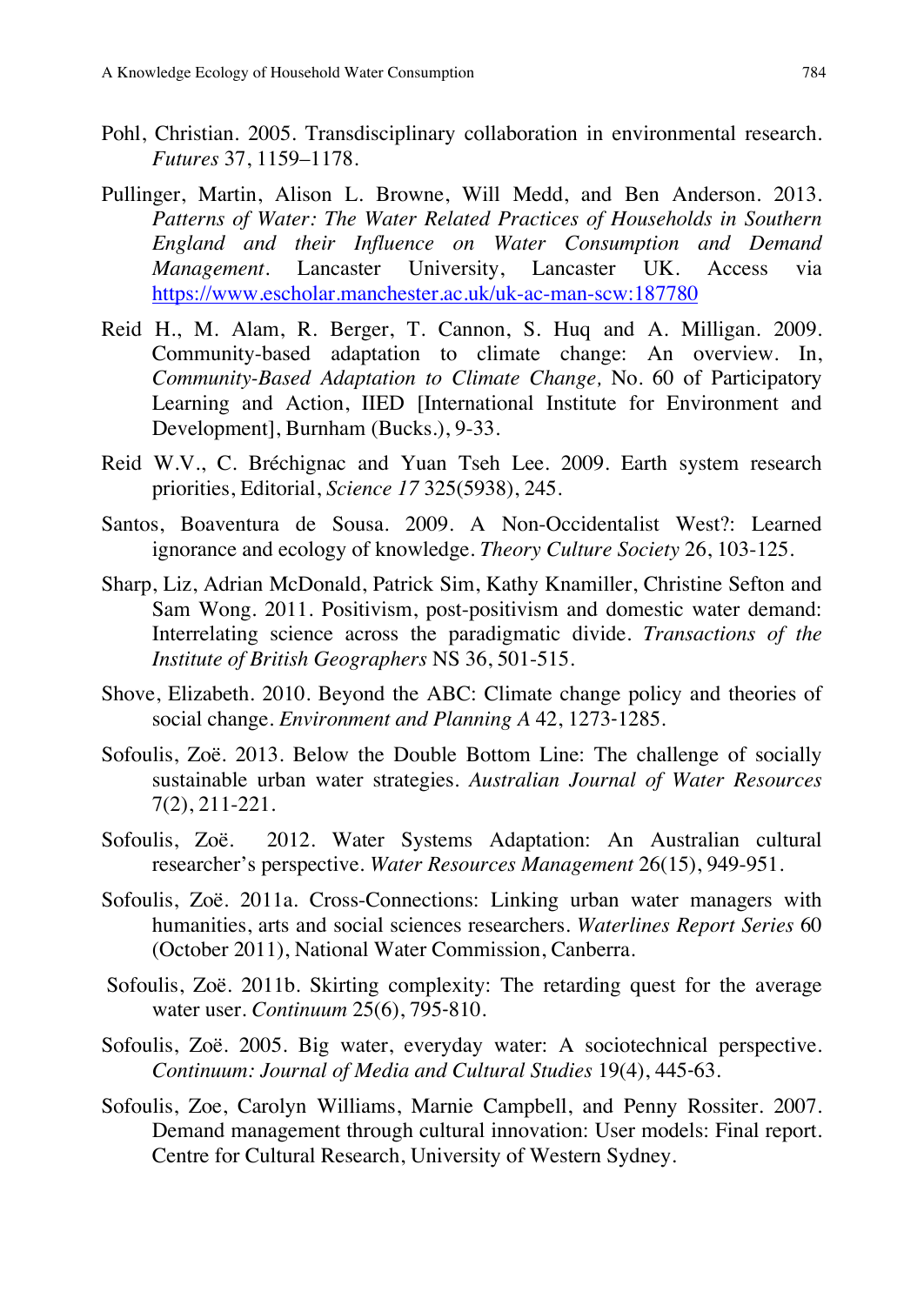Pohl, Christian. 2005. Transdisciplinary collaboration in environmental research. *Futures* 37, 1159–1178.

Pullinger, Martin, Alison L. Browne, Will Medd, and Ben Anderson. 2013. *Patterns of Water: The Water Related Practices of Households in Southern England and their Influence on Water Consumption and Demand Management*. Lancaster University, Lancaster UK. Access via https://www.escholar.manchester.ac.uk/uk-ac-man-scw:187780

Reid H., M. Alam, R. Berger, T. Cannon, S. Huq and A. Milligan. 2009. Community-based adaptation to climate change: An overview. In, *Community-Based Adaptation to Climate Change,* No. 60 of Participatory Learning and Action, IIED [International Institute for Environment and Development], Burnham (Bucks.), 9-33.

Reid W.V., C. Bréchignac and Yuan Tseh Lee. 2009. Earth system research priorities, Editorial, *Science 17* 325(5938), 245.

Santos, Boaventura de Sousa. 2009. A Non-Occidentalist West?: Learned ignorance and ecology of knowledge. *Theory Culture Society* 26, 103-125.

Sharp, Liz, Adrian McDonald, Patrick Sim, Kathy Knamiller, Christine Sefton and Sam Wong. 2011. Positivism, post-positivism and domestic water demand: Interrelating science across the paradigmatic divide. *Transactions of the Institute of British Geographers* NS 36, 501-515.

Shove, Elizabeth. 2010. Beyond the ABC: Climate change policy and theories of social change. *Environment and Planning A* 42, 1273-1285.

Sofoulis, Zoë. 2013. Below the Double Bottom Line: The challenge of socially sustainable urban water strategies. *Australian Journal of Water Resources* 7(2), 211-221.

Sofoulis, Zoë. 2012. Water Systems Adaptation: An Australian cultural researcher's perspective. *Water Resources Management* 26(15), 949-951.

Sofoulis, Zoë. 2011a. Cross-Connections: Linking urban water managers with humanities, arts and social sciences researchers. *Waterlines Report Series* 60 (October 2011), National Water Commission, Canberra.

Sofoulis, Zoë. 2011b. Skirting complexity: The retarding quest for the average water user. *Continuum* 25(6), 795-810.

Sofoulis, Zoë. 2005. Big water, everyday water: A sociotechnical perspective. *Continuum: Journal of Media and Cultural Studies* 19(4), 445-63.

Sofoulis, Zoe, Carolyn Williams, Marnie Campbell, and Penny Rossiter. 2007. Demand management through cultural innovation: User models: Final report. Centre for Cultural Research, University of Western Sydney.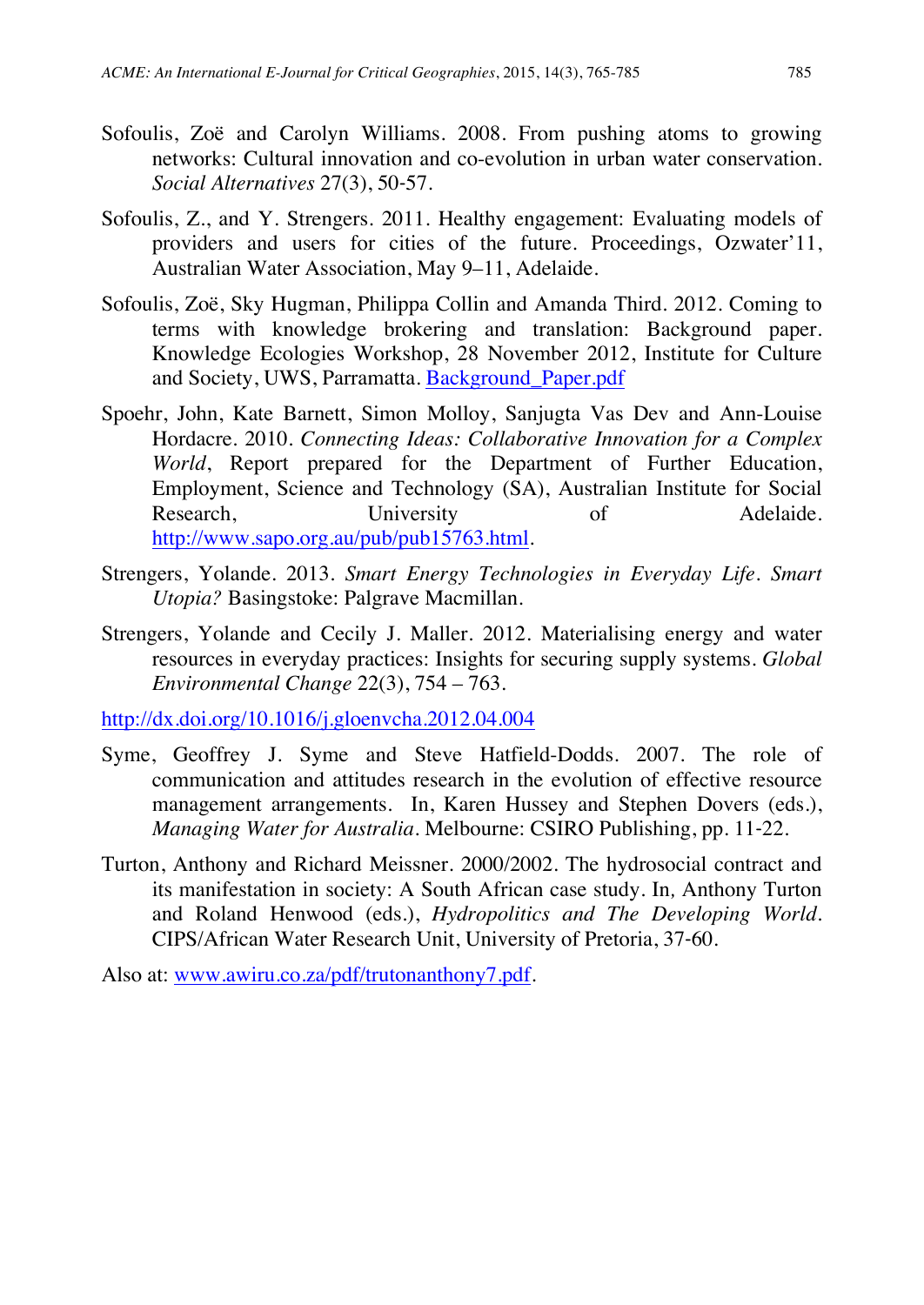Sofoulis, Zoë and Carolyn Williams. 2008. From pushing atoms to growing networks: Cultural innovation and co-evolution in urban water conservation. *Social Alternatives* 27(3), 50-57.

Sofoulis, Z., and Y. Strengers. 2011. Healthy engagement: Evaluating models of providers and users for cities of the future. Proceedings, Ozwater'11, Australian Water Association, May 9–11, Adelaide.

Sofoulis, Zoë, Sky Hugman, Philippa Collin and Amanda Third. 2012. Coming to terms with knowledge brokering and translation: Background paper. Knowledge Ecologies Workshop, 28 November 2012, Institute for Culture and Society, UWS, Parramatta. Background_Paper.pdf

Spoehr, John, Kate Barnett, Simon Molloy, Sanjugta Vas Dev and Ann-Louise Hordacre. 2010. *Connecting Ideas: Collaborative Innovation for a Complex World*, Report prepared for the Department of Further Education, Employment, Science and Technology (SA), Australian Institute for Social Research, University of Adelaide. http://www.sapo.org.au/pub/pub15763.html.

Strengers, Yolande. 2013. *Smart Energy Technologies in Everyday Life. Smart Utopia?* Basingstoke: Palgrave Macmillan.

Strengers, Yolande and Cecily J. Maller. 2012. Materialising energy and water resources in everyday practices: Insights for securing supply systems. *Global Environmental Change* 22(3), 754 – 763.

http://dx.doi.org/10.1016/j.gloenvcha.2012.04.004

Syme, Geoffrey J. Syme and Steve Hatfield-Dodds. 2007. The role of communication and attitudes research in the evolution of effective resource management arrangements. In, Karen Hussey and Stephen Dovers (eds.), *Managing Water for Australia*. Melbourne: CSIRO Publishing, pp. 11-22.

Turton, Anthony and Richard Meissner. 2000/2002. The hydrosocial contract and its manifestation in society: A South African case study. In, Anthony Turton and Roland Henwood (eds.), *Hydropolitics and The Developing World*. CIPS/African Water Research Unit, University of Pretoria, 37-60.

Also at: www.awiru.co.za/pdf/trutonanthony7.pdf.